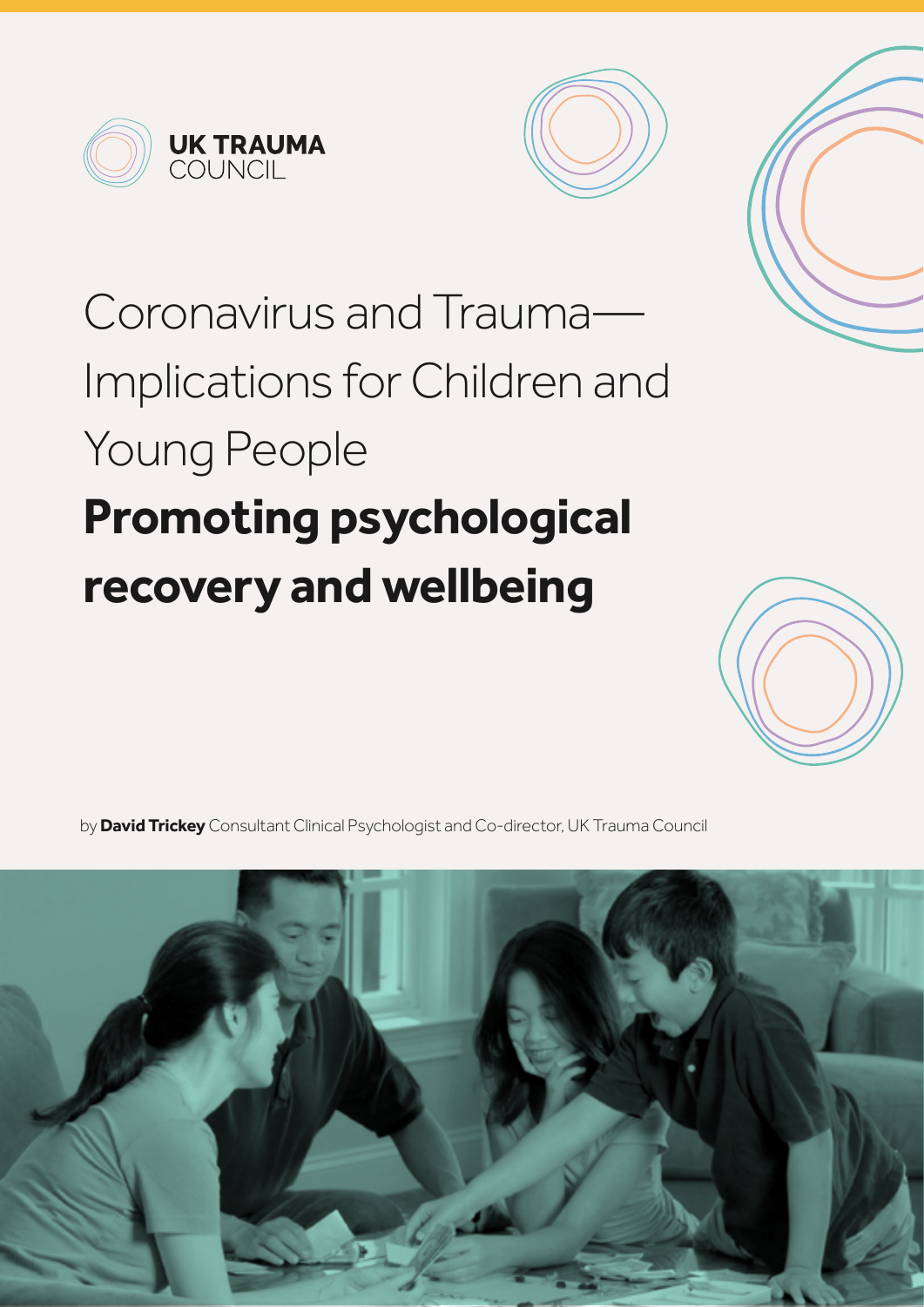UK TRAUMA COUNCIL

# Coronavirus and Trauma—Implications for Children and Young People

## Promoting psychological recovery and wellbeing

by **David Trickey** Consultant Clinical Psychologist and Co-director, UK Trauma Council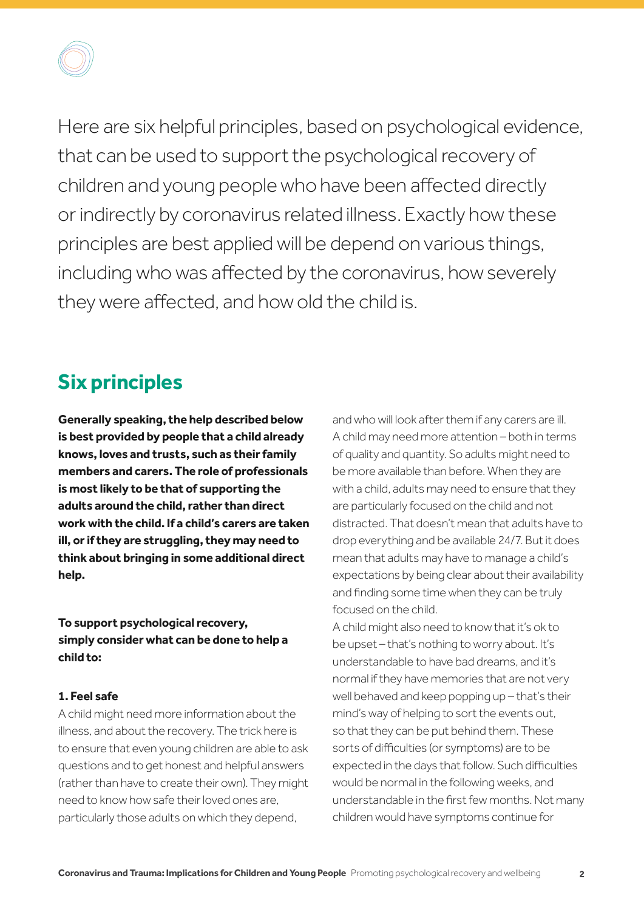Here are six helpful principles, based on psychological evidence, that can be used to support the psychological recovery of children and young people who have been affected directly or indirectly by coronavirus related illness. Exactly how these principles are best applied will be depend on various things, including who was affected by the coronavirus, how severely they were affected, and how old the child is.

## Six principles

**Generally speaking, the help described below is best provided by people that a child already knows, loves and trusts, such as their family members and carers. The role of professionals is most likely to be that of supporting the adults around the child, rather than direct work with the child. If a child's carers are taken ill, or if they are struggling, they may need to think about bringing in some additional direct help.**

**To support psychological recovery, simply consider what can be done to help a child to:**

### 1. Feel safe

A child might need more information about the illness, and about the recovery. The trick here is to ensure that even young children are able to ask questions and to get honest and helpful answers (rather than have to create their own). They might need to know how safe their loved ones are, particularly those adults on which they depend, and who will look after them if any carers are ill. A child may need more attention – both in terms of quality and quantity. So adults might need to be more available than before. When they are with a child, adults may need to ensure that they are particularly focused on the child and not distracted. That doesn't mean that adults have to drop everything and be available 24/7. But it does mean that adults may have to manage a child's expectations by being clear about their availability and finding some time when they can be truly focused on the child.

A child might also need to know that it's ok to be upset – that's nothing to worry about. It's understandable to have bad dreams, and it's normal if they have memories that are not very well behaved and keep popping up – that's their mind's way of helping to sort the events out, so that they can be put behind them. These sorts of difficulties (or symptoms) are to be expected in the days that follow. Such difficulties would be normal in the following weeks, and understandable in the first few months. Not many children would have symptoms continue for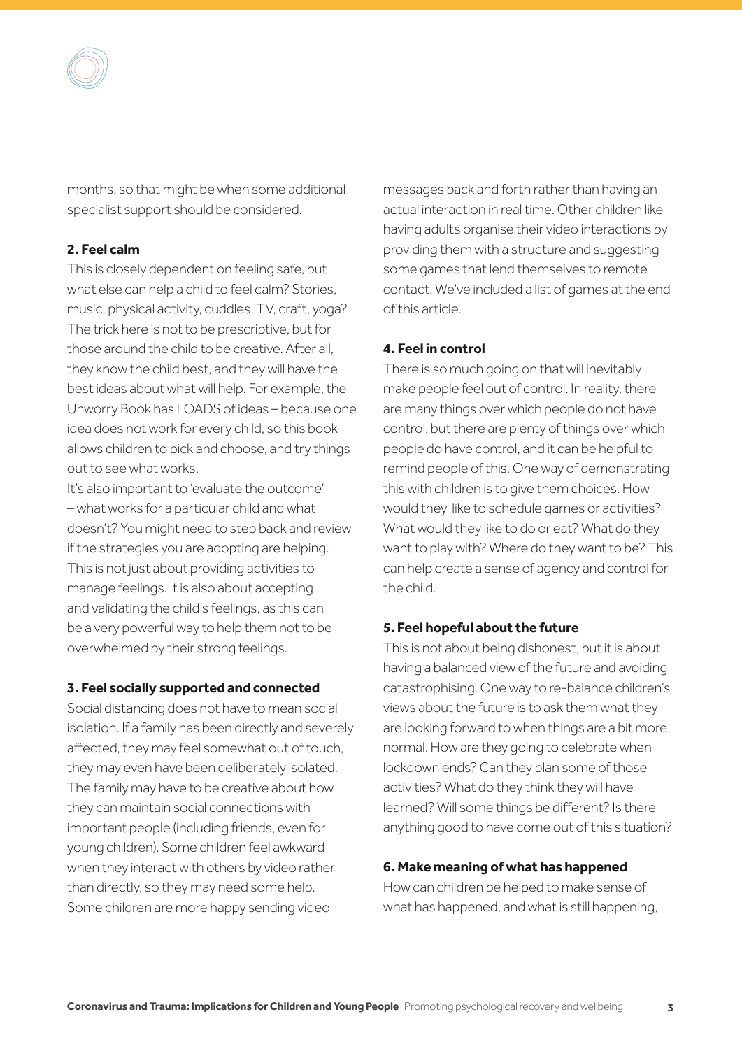months, so that might be when some additional specialist support should be considered.

**2. Feel calm**

This is closely dependent on feeling safe, but what else can help a child to feel calm? Stories, music, physical activity, cuddles, TV, craft, yoga? The trick here is not to be prescriptive, but for those around the child to be creative. After all, they know the child best, and they will have the best ideas about what will help. For example, the Unworry Book has LOADS of ideas – because one idea does not work for every child, so this book allows children to pick and choose, and try things out to see what works.

It's also important to 'evaluate the outcome' – what works for a particular child and what doesn't? You might need to step back and review if the strategies you are adopting are helping. This is not just about providing activities to manage feelings. It is also about accepting and validating the child's feelings, as this can be a very powerful way to help them not to be overwhelmed by their strong feelings.

**3. Feel socially supported and connected**

Social distancing does not have to mean social isolation. If a family has been directly and severely affected, they may feel somewhat out of touch, they may even have been deliberately isolated. The family may have to be creative about how they can maintain social connections with important people (including friends, even for young children). Some children feel awkward when they interact with others by video rather than directly, so they may need some help. Some children are more happy sending video messages back and forth rather than having an actual interaction in real time. Other children like having adults organise their video interactions by providing them with a structure and suggesting some games that lend themselves to remote contact. We've included a list of games at the end of this article.

**4. Feel in control**

There is so much going on that will inevitably make people feel out of control. In reality, there are many things over which people do not have control, but there are plenty of things over which people do have control, and it can be helpful to remind people of this. One way of demonstrating this with children is to give them choices. How would they like to schedule games or activities? What would they like to do or eat? What do they want to play with? Where do they want to be? This can help create a sense of agency and control for the child.

**5. Feel hopeful about the future**

This is not about being dishonest, but it is about having a balanced view of the future and avoiding catastrophising. One way to re-balance children's views about the future is to ask them what they are looking forward to when things are a bit more normal. How are they going to celebrate when lockdown ends? Can they plan some of those activities? What do they think they will have learned? Will some things be different? Is there anything good to have come out of this situation?

**6. Make meaning of what has happened**

How can children be helped to make sense of what has happened, and what is still happening,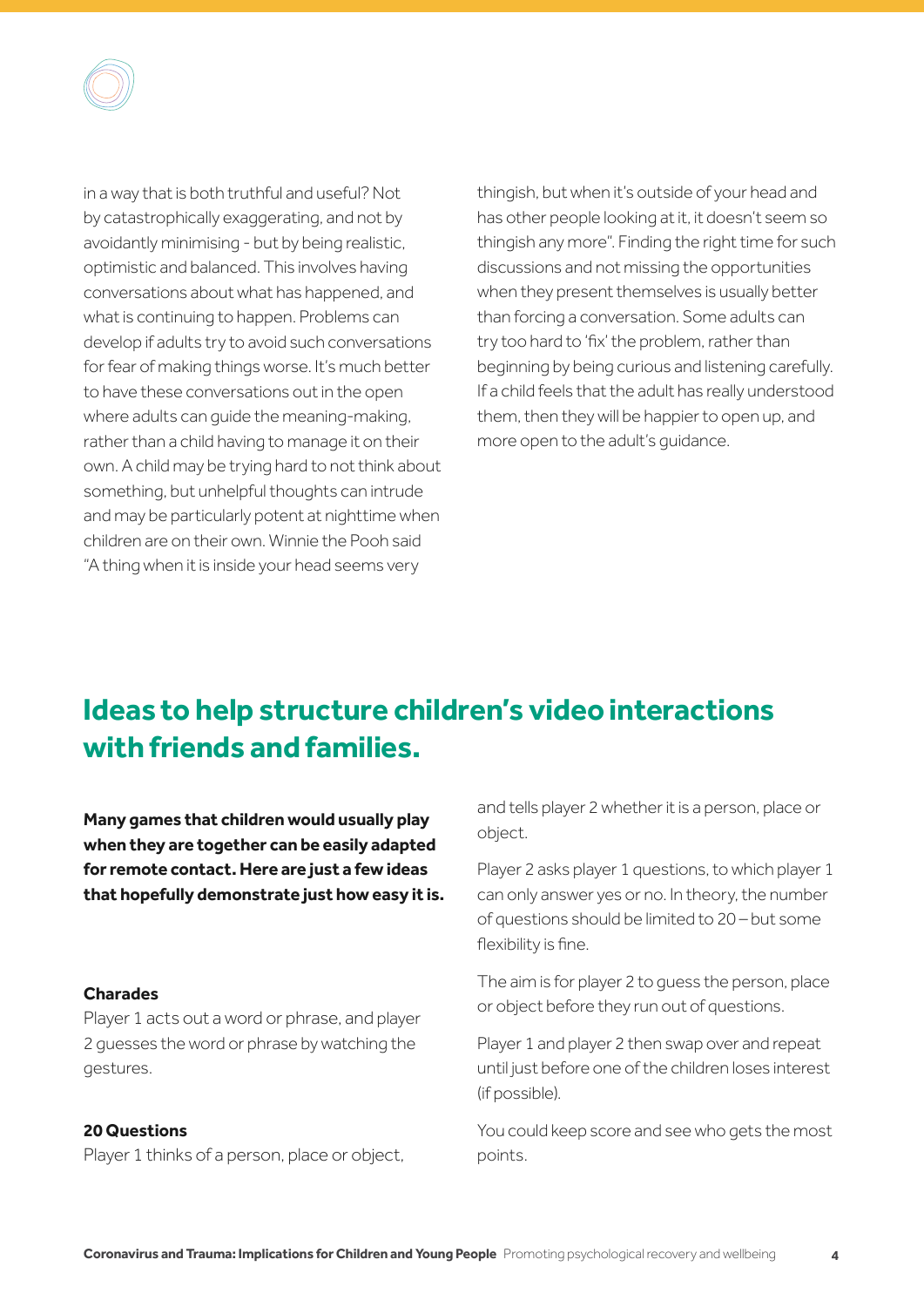in a way that is both truthful and useful? Not by catastrophically exaggerating, and not by avoidantly minimising - but by being realistic, optimistic and balanced. This involves having conversations about what has happened, and what is continuing to happen. Problems can develop if adults try to avoid such conversations for fear of making things worse. It's much better to have these conversations out in the open where adults can guide the meaning-making, rather than a child having to manage it on their own. A child may be trying hard to not think about something, but unhelpful thoughts can intrude and may be particularly potent at nighttime when children are on their own. Winnie the Pooh said "A thing when it is inside your head seems very thingish, but when it's outside of your head and has other people looking at it, it doesn't seem so thingish any more". Finding the right time for such discussions and not missing the opportunities when they present themselves is usually better than forcing a conversation. Some adults can try too hard to 'fix' the problem, rather than beginning by being curious and listening carefully. If a child feels that the adult has really understood them, then they will be happier to open up, and more open to the adult's guidance.

## Ideas to help structure children's video interactions with friends and families.

**Many games that children would usually play when they are together can be easily adapted for remote contact. Here are just a few ideas that hopefully demonstrate just how easy it is.**

**Charades**

Player 1 acts out a word or phrase, and player 2 guesses the word or phrase by watching the gestures.

**20 Questions**

Player 1 thinks of a person, place or object, and tells player 2 whether it is a person, place or object.

Player 2 asks player 1 questions, to which player 1 can only answer yes or no. In theory, the number of questions should be limited to 20 – but some flexibility is fine.

The aim is for player 2 to guess the person, place or object before they run out of questions.

Player 1 and player 2 then swap over and repeat until just before one of the children loses interest (if possible).

You could keep score and see who gets the most points.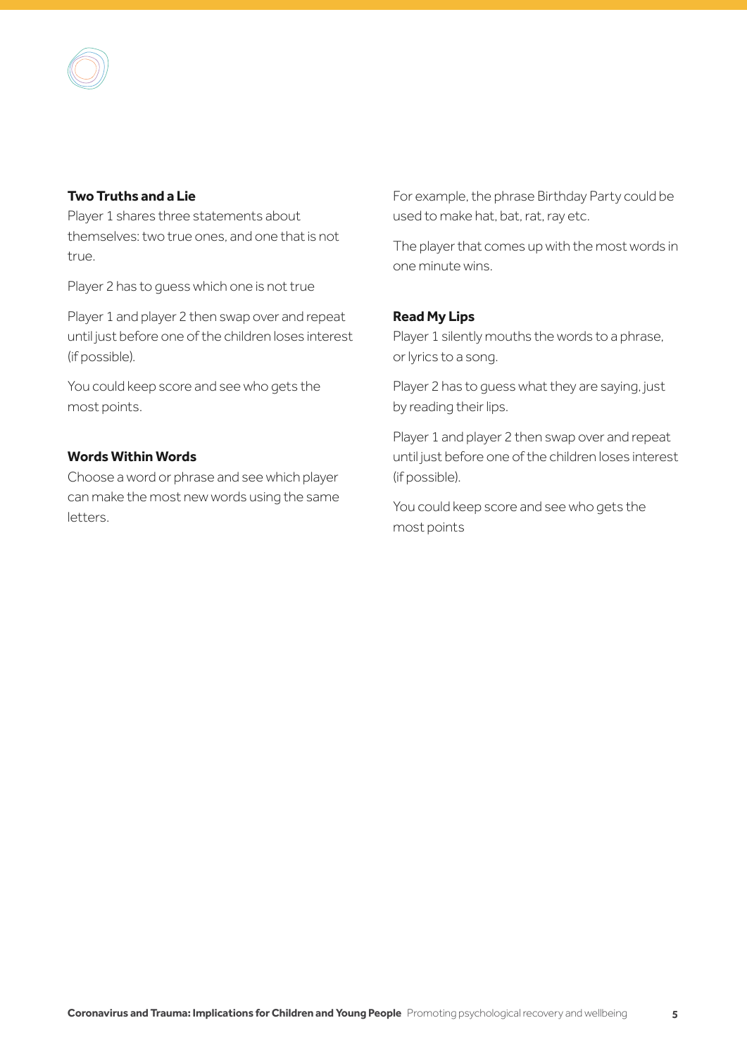**Two Truths and a Lie**

Player 1 shares three statements about themselves: two true ones, and one that is not true.

Player 2 has to guess which one is not true

Player 1 and player 2 then swap over and repeat until just before one of the children loses interest (if possible).

You could keep score and see who gets the most points.

**Words Within Words**

Choose a word or phrase and see which player can make the most new words using the same letters.

For example, the phrase Birthday Party could be used to make hat, bat, rat, ray etc.

The player that comes up with the most words in one minute wins.

**Read My Lips**

Player 1 silently mouths the words to a phrase, or lyrics to a song.

Player 2 has to guess what they are saying, just by reading their lips.

Player 1 and player 2 then swap over and repeat until just before one of the children loses interest (if possible).

You could keep score and see who gets the most points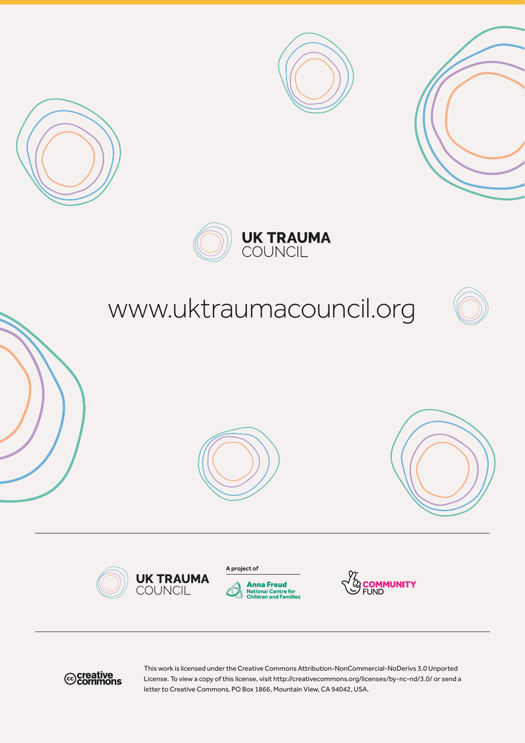UK TRAUMA COUNCIL

www.uktraumacouncil.org

UK TRAUMA COUNCIL

A project of

Anna Freud National Centre for Children and Families

COMMUNITY FUND

creative commons

This work is licensed under the Creative Commons Attribution-NonCommercial-NoDerivs 3.0 Unported License. To view a copy of this license, visit http://creativecommons.org/licenses/by-nc-nd/3.0/ or send a letter to Creative Commons, PO Box 1866, Mountain View, CA 94042, USA.